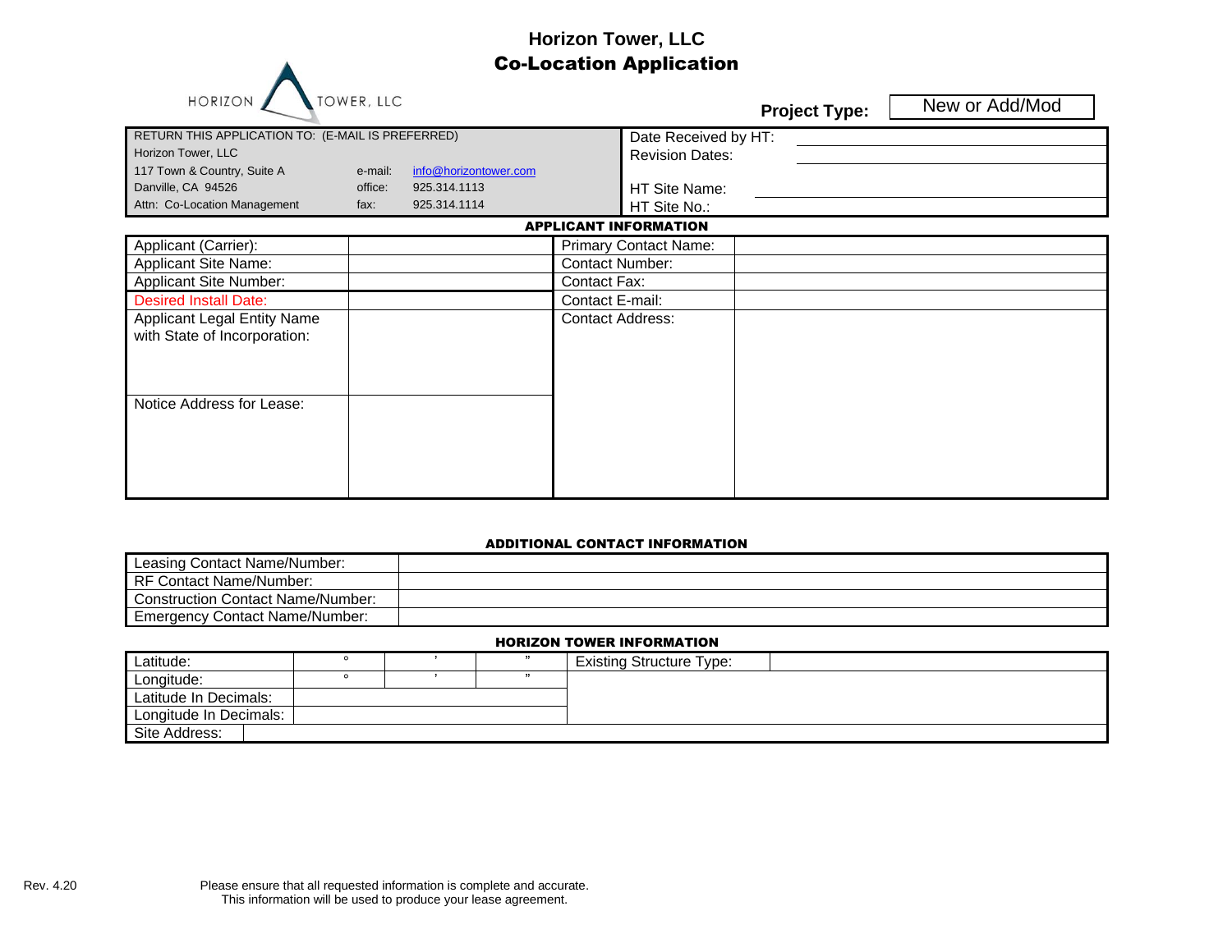# Horizon Tower, LLC

## Co-Location Application

HORIZON TOWER, LLC

**Project Type:** New or Add/Mod

| RETURN THIS APPLICATION TO: (E-MAIL IS PREFERRED) | | | Date Received by HT: |
|---|---|---|---|
| Horizon Tower, LLC | | | Revision Dates: |
| 117 Town & Country, Suite A | e-mail: | info@horizontower.com | |
| Danville, CA 94526 | office: | 925.314.1113 | HT Site Name: |
| Attn: Co-Location Management | fax: | 925.314.1114 | HT Site No.: |

### APPLICANT INFORMATION

| Applicant (Carrier): | | Primary Contact Name: | |
|---|---|---|---|
| Applicant Site Name: | | Contact Number: | |
| Applicant Site Number: | | Contact Fax: | |
| Desired Install Date: | | Contact E-mail: | |
| Applicant Legal Entity Name with State of Incorporation: | | Contact Address: | |
| Notice Address for Lease: | | | |

### ADDITIONAL CONTACT INFORMATION

| Leasing Contact Name/Number: | |
|---|---|
| RF Contact Name/Number: | |
| Construction Contact Name/Number: | |
| Emergency Contact Name/Number: | |

### HORIZON TOWER INFORMATION

| Latitude: | ° | ' | " | Existing Structure Type: | |
|---|---|---|---|---|---|
| Longitude: | ° | ' | " | | |
| Latitude In Decimals: | | | | | |
| Longitude In Decimals: | | | | | |
| Site Address: | | | | | |

Rev. 4.20

Please ensure that all requested information is complete and accurate.
This information will be used to produce your lease agreement.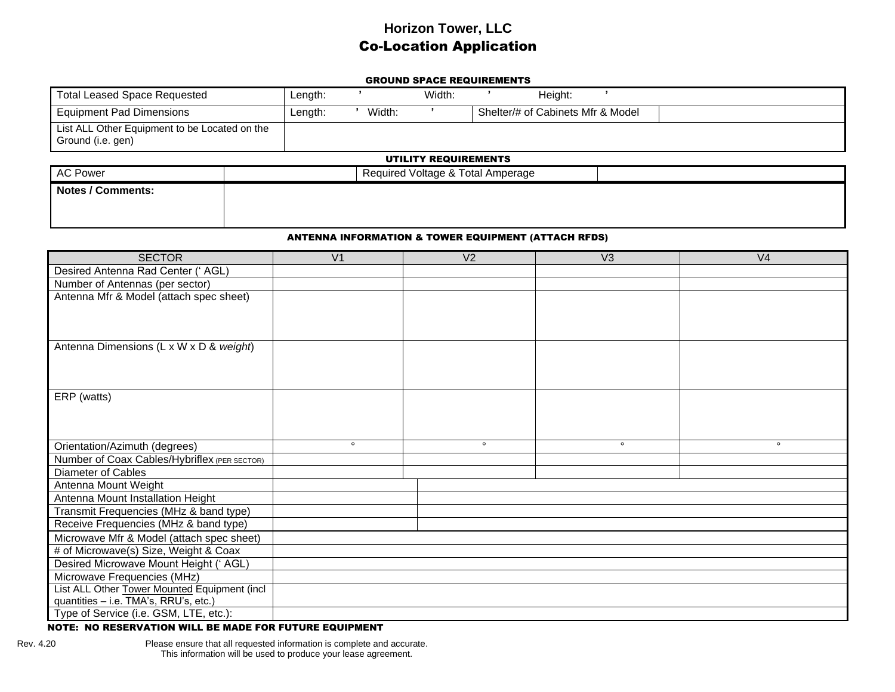# Horizon Tower, LLC

## Co-Location Application

### GROUND SPACE REQUIREMENTS

| | | | | |
|---|---|---|---|---|
| Total Leased Space Requested | Length: ' | Width: ' | Height: ' | |
| Equipment Pad Dimensions | Length: ' Width: ' | | Shelter/# of Cabinets Mfr & Model | |
| List ALL Other Equipment to be Located on the Ground (i.e. gen) | | | | |

### UTILITY REQUIREMENTS

| | | | |
|---|---|---|---|
| AC Power | | Required Voltage & Total Amperage | |
| **Notes / Comments:** | | | |

### ANTENNA INFORMATION & TOWER EQUIPMENT (ATTACH RFDS)

| SECTOR | V1 | V2 | V3 | V4 |
|---|---|---|---|---|
| Desired Antenna Rad Center (' AGL) | | | | |
| Number of Antennas (per sector) | | | | |
| Antenna Mfr & Model (attach spec sheet) | | | | |
| Antenna Dimensions (L x W x D & *weight*) | | | | |
| ERP (watts) | | | | |
| Orientation/Azimuth (degrees) | ° | ° | ° | ° |
| Number of Coax Cables/Hybriflex (PER SECTOR) | | | | |
| Diameter of Cables | | | | |
| Antenna Mount Weight | | | | |
| Antenna Mount Installation Height | | | | |
| Transmit Frequencies (MHz & band type) | | | | |
| Receive Frequencies (MHz & band type) | | | | |
| Microwave Mfr & Model (attach spec sheet) | | | | |
| # of Microwave(s) Size, Weight & Coax | | | | |
| Desired Microwave Mount Height (' AGL) | | | | |
| Microwave Frequencies (MHz) | | | | |
| List ALL Other Tower Mounted Equipment (incl quantities – i.e. TMA's, RRU's, etc.) | | | | |
| Type of Service (i.e. GSM, LTE, etc.): | | | | |

**NOTE: NO RESERVATION WILL BE MADE FOR FUTURE EQUIPMENT**

Rev. 4.20

Please ensure that all requested information is complete and accurate.
This information will be used to produce your lease agreement.